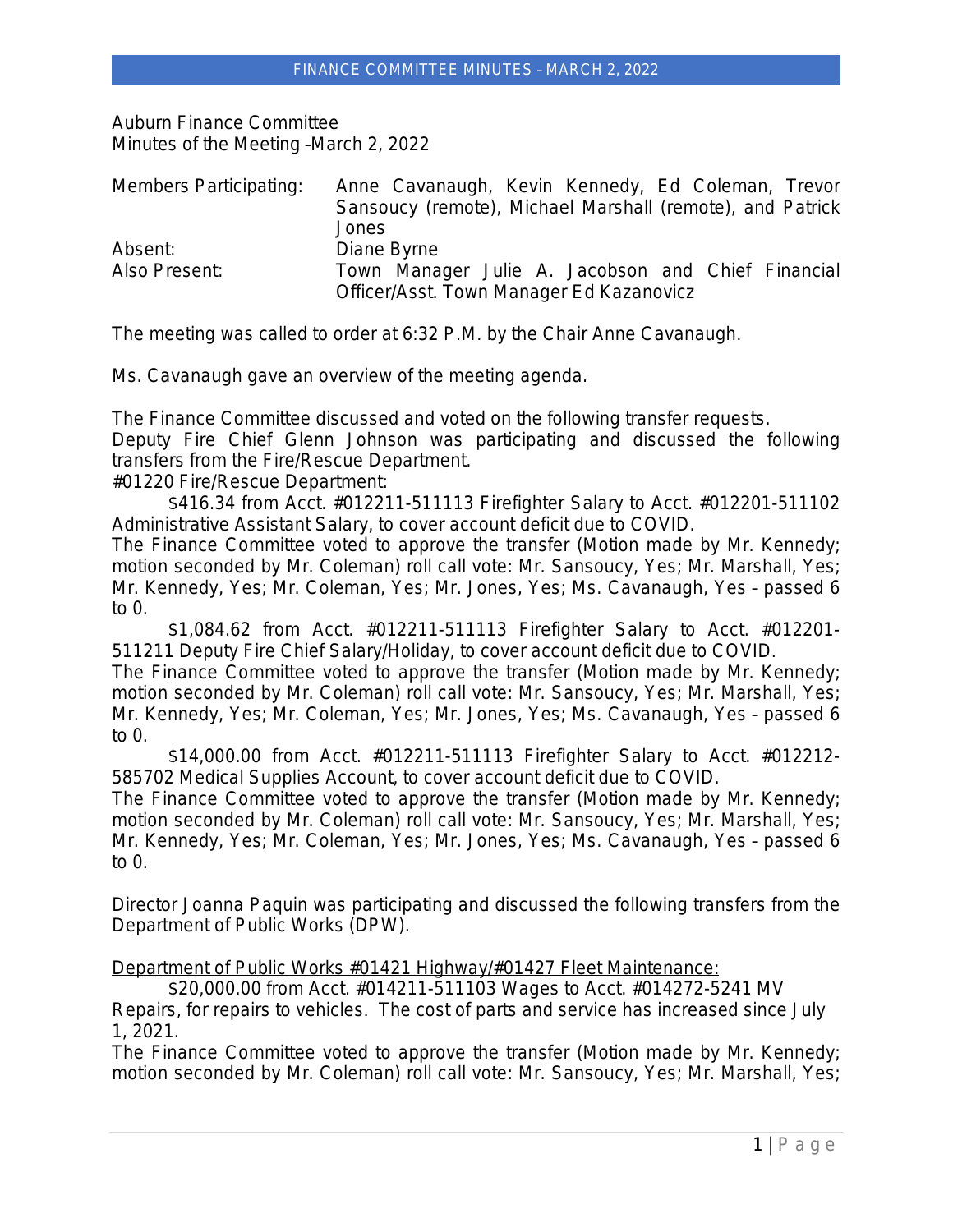Auburn Finance Committee
Minutes of the Meeting –March 2, 2022

| | |
|---|---|
| Members Participating: | Anne Cavanaugh, Kevin Kennedy, Ed Coleman, Trevor Sansoucy (remote), Michael Marshall (remote), and Patrick Jones |
| Absent: | Diane Byrne |
| Also Present: | Town Manager Julie A. Jacobson and Chief Financial Officer/Asst. Town Manager Ed Kazanovicz |

The meeting was called to order at 6:32 P.M. by the Chair Anne Cavanaugh.

Ms. Cavanaugh gave an overview of the meeting agenda.

The Finance Committee discussed and voted on the following transfer requests.
Deputy Fire Chief Glenn Johnson was participating and discussed the following transfers from the Fire/Rescue Department.

#01220 Fire/Rescue Department:

$416.34 from Acct. #012211-511113 Firefighter Salary to Acct. #012201-511102 Administrative Assistant Salary, to cover account deficit due to COVID.
The Finance Committee voted to approve the transfer (Motion made by Mr. Kennedy; motion seconded by Mr. Coleman) roll call vote: Mr. Sansoucy, Yes; Mr. Marshall, Yes; Mr. Kennedy, Yes; Mr. Coleman, Yes; Mr. Jones, Yes; Ms. Cavanaugh, Yes – passed 6 to 0.

$1,084.62 from Acct. #012211-511113 Firefighter Salary to Acct. #012201-511211 Deputy Fire Chief Salary/Holiday, to cover account deficit due to COVID.
The Finance Committee voted to approve the transfer (Motion made by Mr. Kennedy; motion seconded by Mr. Coleman) roll call vote: Mr. Sansoucy, Yes; Mr. Marshall, Yes; Mr. Kennedy, Yes; Mr. Coleman, Yes; Mr. Jones, Yes; Ms. Cavanaugh, Yes – passed 6 to 0.

$14,000.00 from Acct. #012211-511113 Firefighter Salary to Acct. #012212-585702 Medical Supplies Account, to cover account deficit due to COVID.
The Finance Committee voted to approve the transfer (Motion made by Mr. Kennedy; motion seconded by Mr. Coleman) roll call vote: Mr. Sansoucy, Yes; Mr. Marshall, Yes; Mr. Kennedy, Yes; Mr. Coleman, Yes; Mr. Jones, Yes; Ms. Cavanaugh, Yes – passed 6 to 0.

Director Joanna Paquin was participating and discussed the following transfers from the Department of Public Works (DPW).

Department of Public Works #01421 Highway/#01427 Fleet Maintenance:

$20,000.00 from Acct. #014211-511103 Wages to Acct. #014272-5241 MV Repairs, for repairs to vehicles. The cost of parts and service has increased since July 1, 2021.
The Finance Committee voted to approve the transfer (Motion made by Mr. Kennedy; motion seconded by Mr. Coleman) roll call vote: Mr. Sansoucy, Yes; Mr. Marshall, Yes;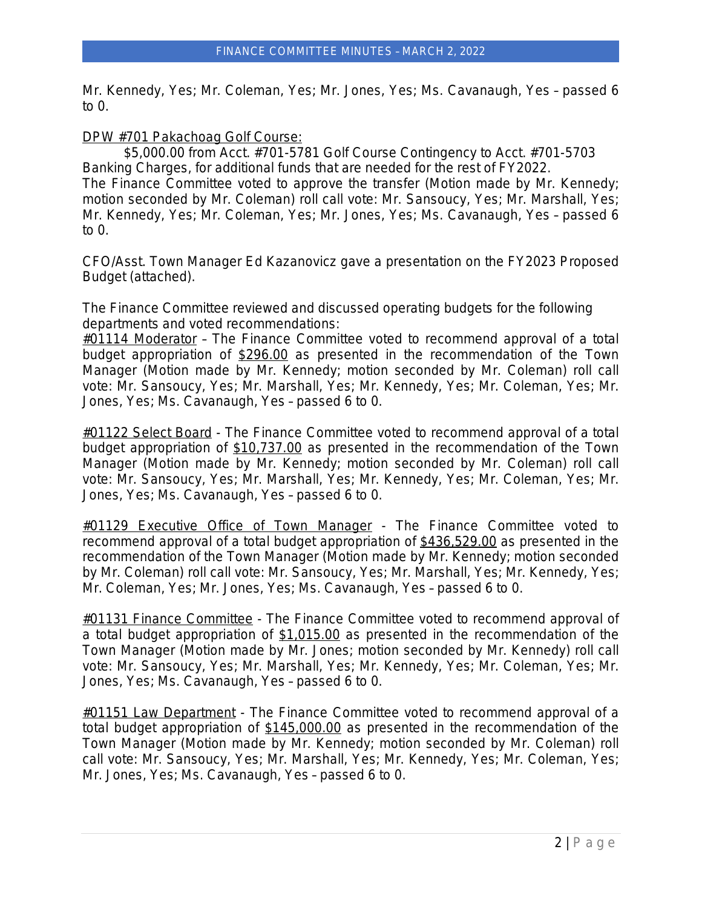Mr. Kennedy, Yes; Mr. Coleman, Yes; Mr. Jones, Yes; Ms. Cavanaugh, Yes – passed 6 to 0.

DPW #701 Pakachoag Golf Course:

$5,000.00 from Acct. #701-5781 Golf Course Contingency to Acct. #701-5703 Banking Charges, for additional funds that are needed for the rest of FY2022.
The Finance Committee voted to approve the transfer (Motion made by Mr. Kennedy; motion seconded by Mr. Coleman) roll call vote: Mr. Sansoucy, Yes; Mr. Marshall, Yes; Mr. Kennedy, Yes; Mr. Coleman, Yes; Mr. Jones, Yes; Ms. Cavanaugh, Yes – passed 6 to 0.

CFO/Asst. Town Manager Ed Kazanovicz gave a presentation on the FY2023 Proposed Budget (attached).

The Finance Committee reviewed and discussed operating budgets for the following departments and voted recommendations:
#01114 Moderator – The Finance Committee voted to recommend approval of a total budget appropriation of $296.00 as presented in the recommendation of the Town Manager (Motion made by Mr. Kennedy; motion seconded by Mr. Coleman) roll call vote: Mr. Sansoucy, Yes; Mr. Marshall, Yes; Mr. Kennedy, Yes; Mr. Coleman, Yes; Mr. Jones, Yes; Ms. Cavanaugh, Yes – passed 6 to 0.

#01122 Select Board - The Finance Committee voted to recommend approval of a total budget appropriation of $10,737.00 as presented in the recommendation of the Town Manager (Motion made by Mr. Kennedy; motion seconded by Mr. Coleman) roll call vote: Mr. Sansoucy, Yes; Mr. Marshall, Yes; Mr. Kennedy, Yes; Mr. Coleman, Yes; Mr. Jones, Yes; Ms. Cavanaugh, Yes – passed 6 to 0.

#01129 Executive Office of Town Manager - The Finance Committee voted to recommend approval of a total budget appropriation of $436,529.00 as presented in the recommendation of the Town Manager (Motion made by Mr. Kennedy; motion seconded by Mr. Coleman) roll call vote: Mr. Sansoucy, Yes; Mr. Marshall, Yes; Mr. Kennedy, Yes; Mr. Coleman, Yes; Mr. Jones, Yes; Ms. Cavanaugh, Yes – passed 6 to 0.

#01131 Finance Committee - The Finance Committee voted to recommend approval of a total budget appropriation of $1,015.00 as presented in the recommendation of the Town Manager (Motion made by Mr. Jones; motion seconded by Mr. Kennedy) roll call vote: Mr. Sansoucy, Yes; Mr. Marshall, Yes; Mr. Kennedy, Yes; Mr. Coleman, Yes; Mr. Jones, Yes; Ms. Cavanaugh, Yes – passed 6 to 0.

#01151 Law Department - The Finance Committee voted to recommend approval of a total budget appropriation of $145,000.00 as presented in the recommendation of the Town Manager (Motion made by Mr. Kennedy; motion seconded by Mr. Coleman) roll call vote: Mr. Sansoucy, Yes; Mr. Marshall, Yes; Mr. Kennedy, Yes; Mr. Coleman, Yes; Mr. Jones, Yes; Ms. Cavanaugh, Yes – passed 6 to 0.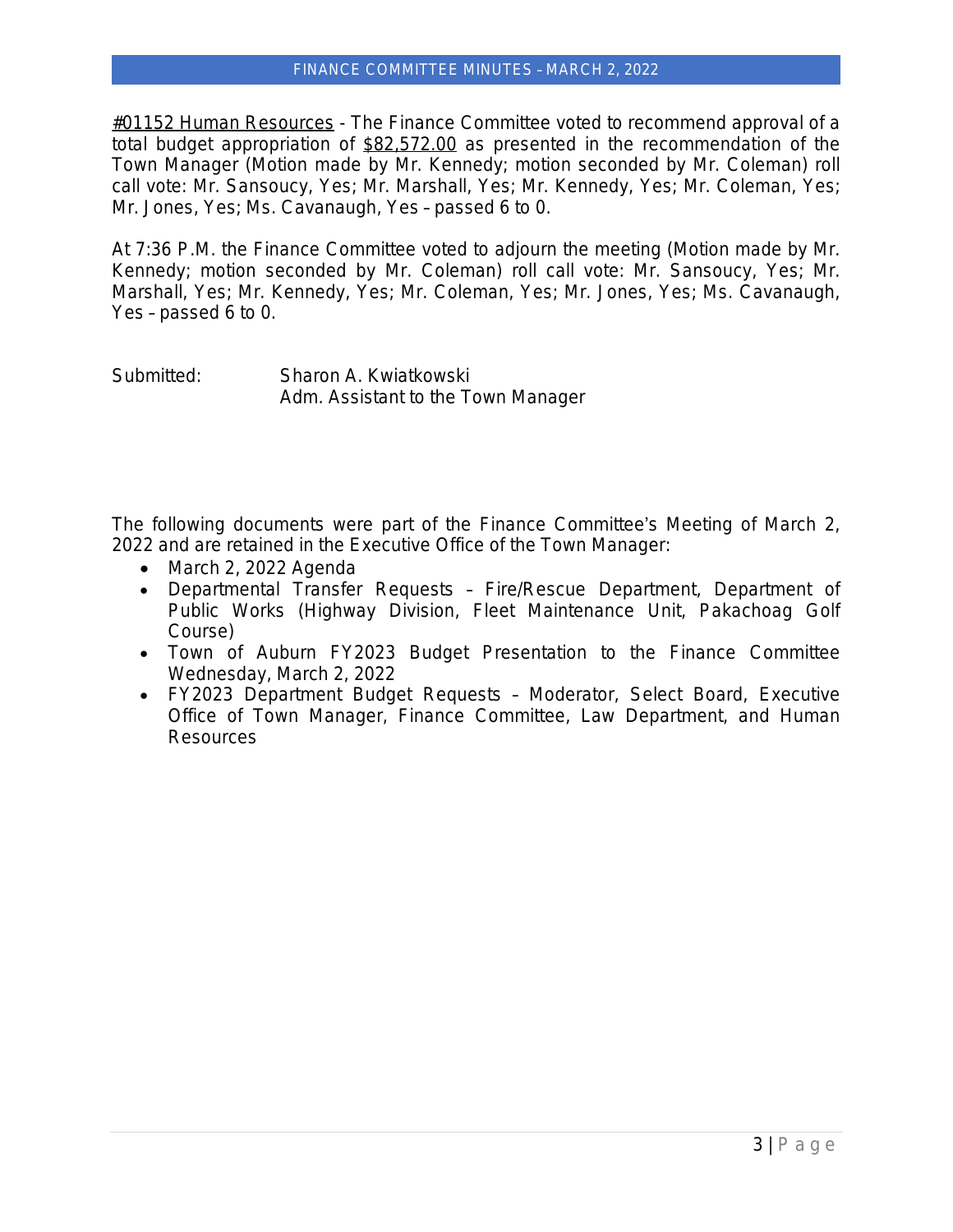<u>#01152 Human Resources</u> - The Finance Committee voted to recommend approval of a total budget appropriation of <u>$82,572.00</u> as presented in the recommendation of the Town Manager (Motion made by Mr. Kennedy; motion seconded by Mr. Coleman) roll call vote: Mr. Sansoucy, Yes; Mr. Marshall, Yes; Mr. Kennedy, Yes; Mr. Coleman, Yes; Mr. Jones, Yes; Ms. Cavanaugh, Yes – passed 6 to 0.

At 7:36 P.M. the Finance Committee voted to adjourn the meeting (Motion made by Mr. Kennedy; motion seconded by Mr. Coleman) roll call vote: Mr. Sansoucy, Yes; Mr. Marshall, Yes; Mr. Kennedy, Yes; Mr. Coleman, Yes; Mr. Jones, Yes; Ms. Cavanaugh, Yes – passed 6 to 0.

Submitted: Sharon A. Kwiatkowski
Adm. Assistant to the Town Manager

The following documents were part of the Finance Committee's Meeting of March 2, 2022 and are retained in the Executive Office of the Town Manager:

- March 2, 2022 Agenda
- Departmental Transfer Requests – Fire/Rescue Department, Department of Public Works (Highway Division, Fleet Maintenance Unit, Pakachoag Golf Course)
- Town of Auburn FY2023 Budget Presentation to the Finance Committee Wednesday, March 2, 2022
- FY2023 Department Budget Requests – Moderator, Select Board, Executive Office of Town Manager, Finance Committee, Law Department, and Human Resources